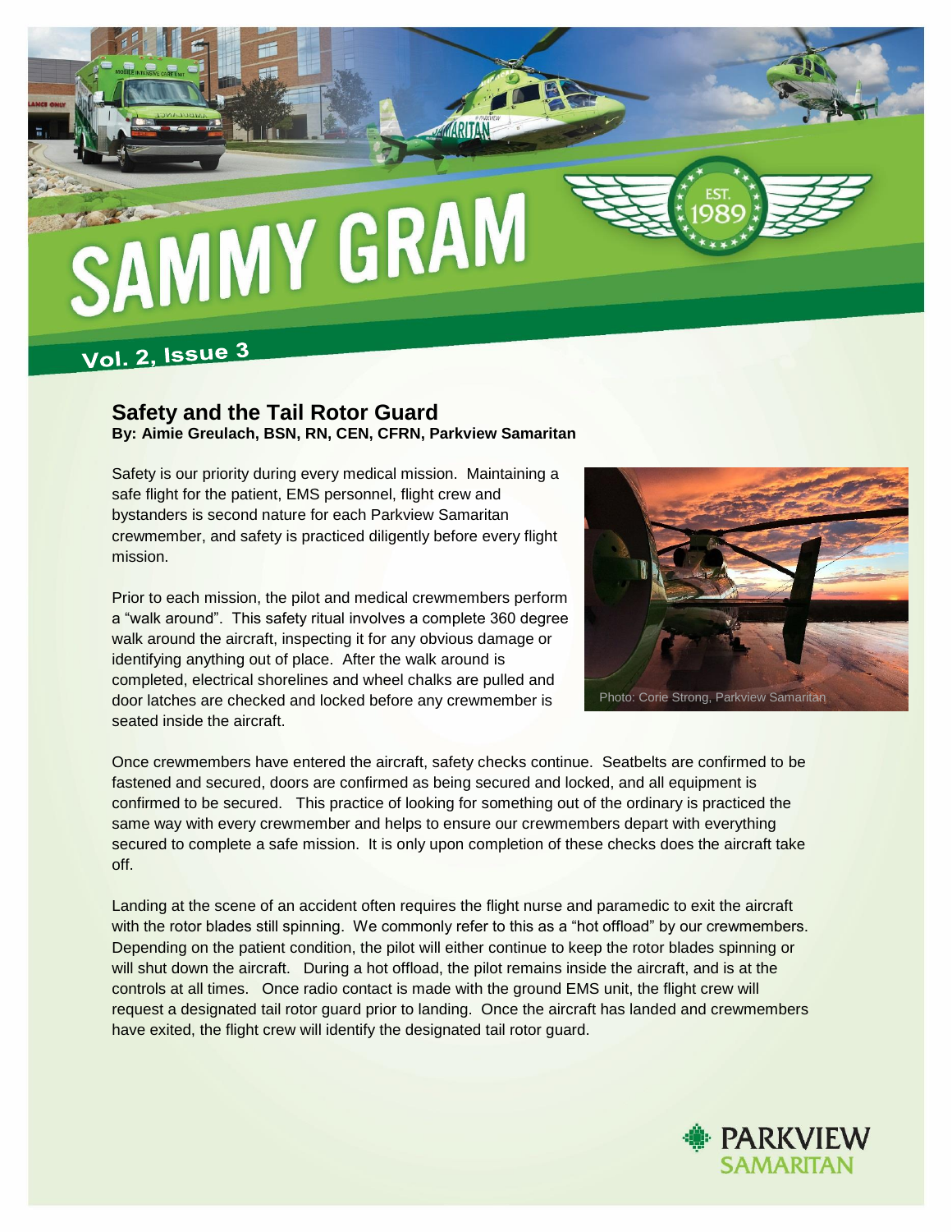# SAMMY GRAM

Vol. 2, Issue 3

## Safety and the Tail Rotor Guard

**By: Aimie Greulach, BSN, RN, CEN, CFRN, Parkview Samaritan**

Safety is our priority during every medical mission. Maintaining a safe flight for the patient, EMS personnel, flight crew and bystanders is second nature for each Parkview Samaritan crewmember, and safety is practiced diligently before every flight mission.

Prior to each mission, the pilot and medical crewmembers perform a "walk around". This safety ritual involves a complete 360 degree walk around the aircraft, inspecting it for any obvious damage or identifying anything out of place. After the walk around is completed, electrical shorelines and wheel chalks are pulled and door latches are checked and locked before any crewmember is seated inside the aircraft.

Photo: Corie Strong, Parkview Samaritan

Once crewmembers have entered the aircraft, safety checks continue. Seatbelts are confirmed to be fastened and secured, doors are confirmed as being secured and locked, and all equipment is confirmed to be secured. This practice of looking for something out of the ordinary is practiced the same way with every crewmember and helps to ensure our crewmembers depart with everything secured to complete a safe mission. It is only upon completion of these checks does the aircraft take off.

Landing at the scene of an accident often requires the flight nurse and paramedic to exit the aircraft with the rotor blades still spinning. We commonly refer to this as a "hot offload" by our crewmembers. Depending on the patient condition, the pilot will either continue to keep the rotor blades spinning or will shut down the aircraft. During a hot offload, the pilot remains inside the aircraft, and is at the controls at all times. Once radio contact is made with the ground EMS unit, the flight crew will request a designated tail rotor guard prior to landing. Once the aircraft has landed and crewmembers have exited, the flight crew will identify the designated tail rotor guard.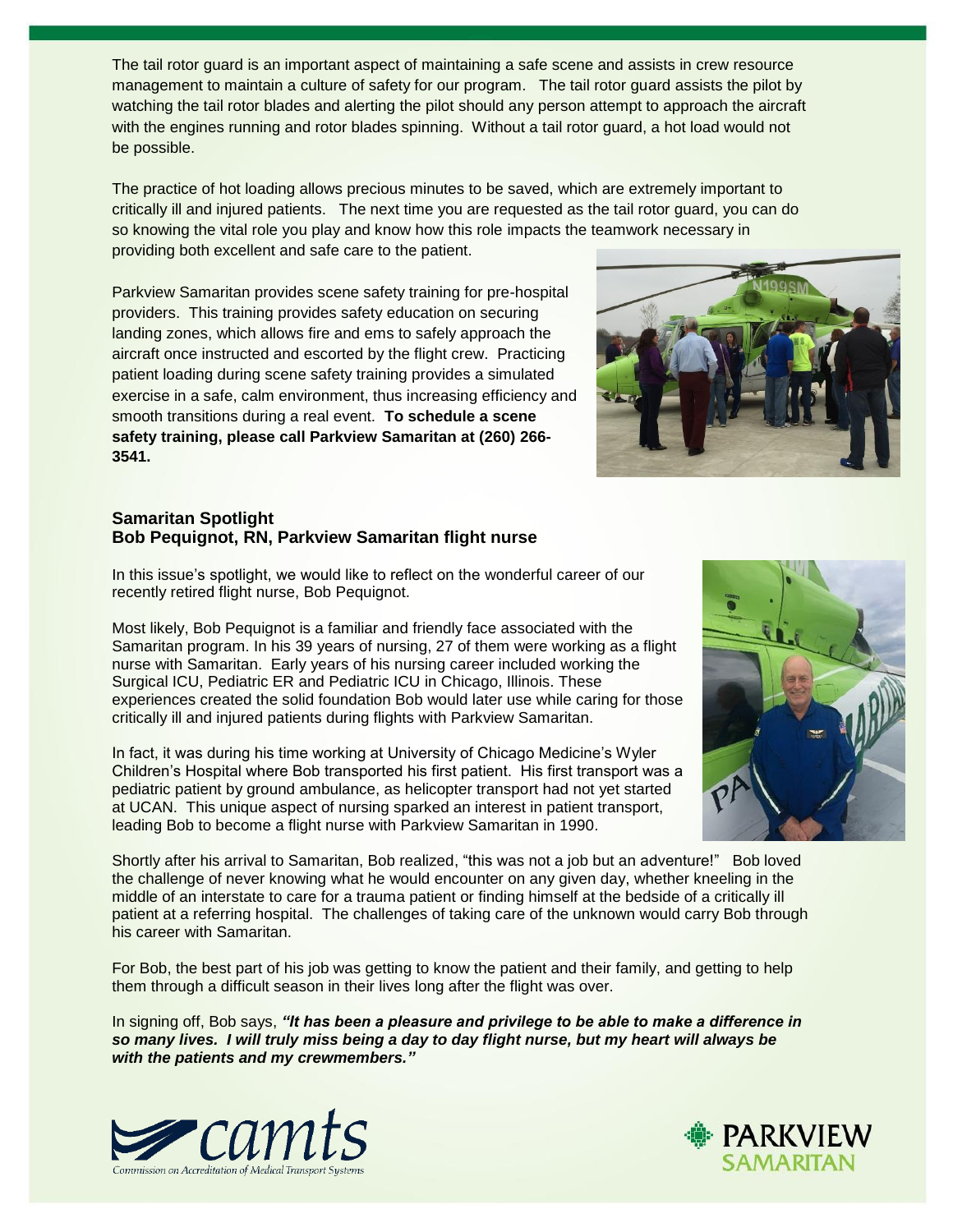The tail rotor guard is an important aspect of maintaining a safe scene and assists in crew resource management to maintain a culture of safety for our program. The tail rotor guard assists the pilot by watching the tail rotor blades and alerting the pilot should any person attempt to approach the aircraft with the engines running and rotor blades spinning. Without a tail rotor guard, a hot load would not be possible.

The practice of hot loading allows precious minutes to be saved, which are extremely important to critically ill and injured patients. The next time you are requested as the tail rotor guard, you can do so knowing the vital role you play and know how this role impacts the teamwork necessary in providing both excellent and safe care to the patient.

Parkview Samaritan provides scene safety training for pre-hospital providers. This training provides safety education on securing landing zones, which allows fire and ems to safely approach the aircraft once instructed and escorted by the flight crew. Practicing patient loading during scene safety training provides a simulated exercise in a safe, calm environment, thus increasing efficiency and smooth transitions during a real event. **To schedule a scene safety training, please call Parkview Samaritan at (260) 266-3541.**

**Samaritan Spotlight**
**Bob Pequignot, RN, Parkview Samaritan flight nurse**

In this issue's spotlight, we would like to reflect on the wonderful career of our recently retired flight nurse, Bob Pequignot.

Most likely, Bob Pequignot is a familiar and friendly face associated with the Samaritan program. In his 39 years of nursing, 27 of them were working as a flight nurse with Samaritan. Early years of his nursing career included working the Surgical ICU, Pediatric ER and Pediatric ICU in Chicago, Illinois. These experiences created the solid foundation Bob would later use while caring for those critically ill and injured patients during flights with Parkview Samaritan.

In fact, it was during his time working at University of Chicago Medicine's Wyler Children's Hospital where Bob transported his first patient. His first transport was a pediatric patient by ground ambulance, as helicopter transport had not yet started at UCAN. This unique aspect of nursing sparked an interest in patient transport, leading Bob to become a flight nurse with Parkview Samaritan in 1990.

Shortly after his arrival to Samaritan, Bob realized, "this was not a job but an adventure!" Bob loved the challenge of never knowing what he would encounter on any given day, whether kneeling in the middle of an interstate to care for a trauma patient or finding himself at the bedside of a critically ill patient at a referring hospital. The challenges of taking care of the unknown would carry Bob through his career with Samaritan.

For Bob, the best part of his job was getting to know the patient and their family, and getting to help them through a difficult season in their lives long after the flight was over.

In signing off, Bob says, ***"It has been a pleasure and privilege to be able to make a difference in so many lives. I will truly miss being a day to day flight nurse, but my heart will always be with the patients and my crewmembers."***

camts
Commission on Accreditation of Medical Transport Systems

PARKVIEW SAMARITAN